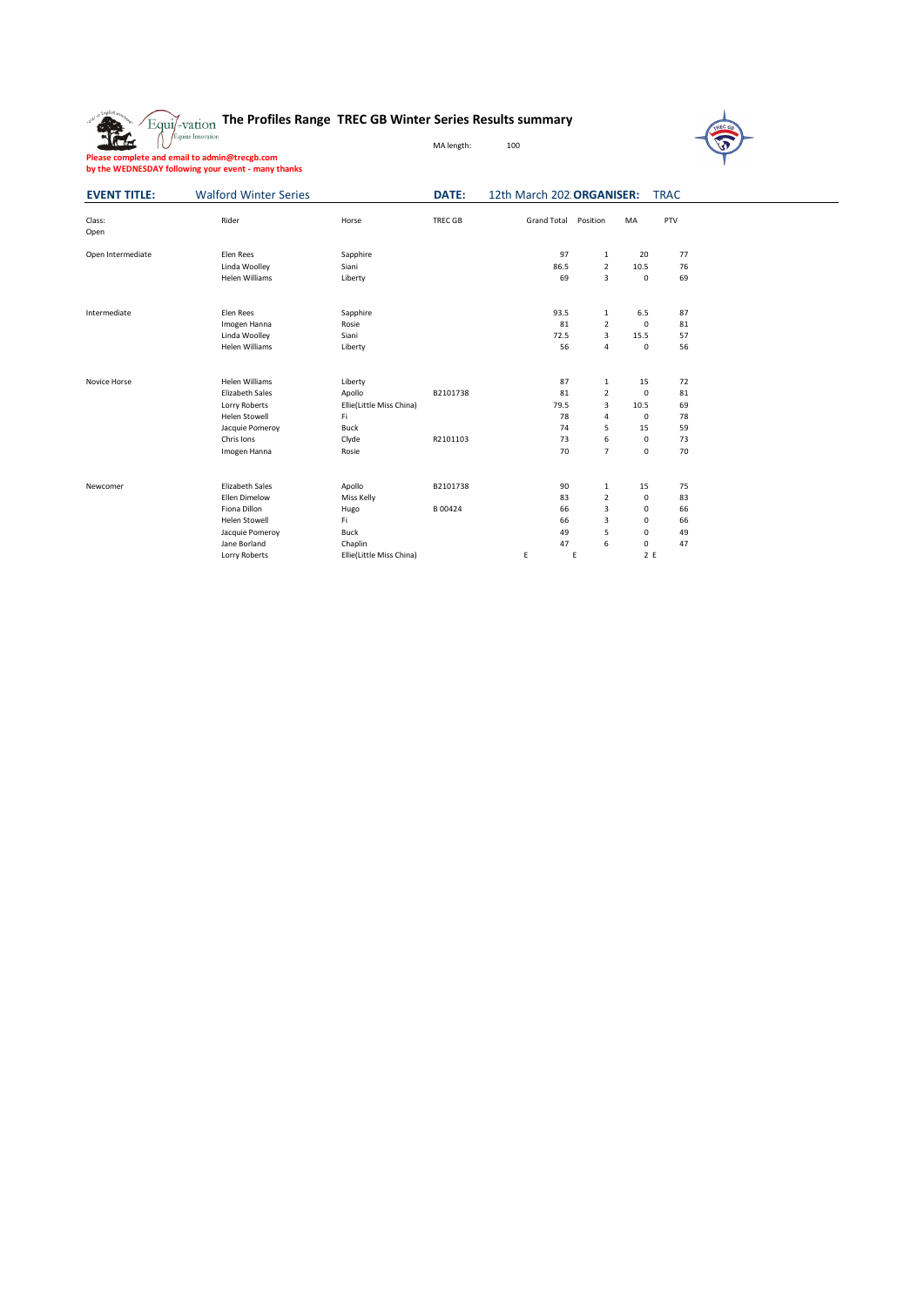# The Profiles Range TREC GB Winter Series Results summary

MA length: 100

**Please complete and email to admin@trecgb.com**
**by the WEDNESDAY following your event - many thanks**

**EVENT TITLE:** Walford Winter Series **DATE:** 12th March 202 **ORGANISER:** TRAC

| Class: Open | Rider | Horse | TREC GB | Grand Total | Position | MA | PTV |
|---|---|---|---|---|---|---|---|
| Open Intermediate | Elen Rees | Sapphire | | 97 | 1 | 20 | 77 |
| | Linda Woolley | Siani | | 86.5 | 2 | 10.5 | 76 |
| | Helen Williams | Liberty | | 69 | 3 | 0 | 69 |
| Intermediate | Elen Rees | Sapphire | | 93.5 | 1 | 6.5 | 87 |
| | Imogen Hanna | Rosie | | 81 | 2 | 0 | 81 |
| | Linda Woolley | Siani | | 72.5 | 3 | 15.5 | 57 |
| | Helen Williams | Liberty | | 56 | 4 | 0 | 56 |
| Novice Horse | Helen Williams | Liberty | | 87 | 1 | 15 | 72 |
| | Elizabeth Sales | Apollo | B2101738 | 81 | 2 | 0 | 81 |
| | Lorry Roberts | Ellie(Little Miss China) | | 79.5 | 3 | 10.5 | 69 |
| | Helen Stowell | Fi | | 78 | 4 | 0 | 78 |
| | Jacquie Pomeroy | Buck | | 74 | 5 | 15 | 59 |
| | Chris Ions | Clyde | R2101103 | 73 | 6 | 0 | 73 |
| | Imogen Hanna | Rosie | | 70 | 7 | 0 | 70 |
| Newcomer | Elizabeth Sales | Apollo | B2101738 | 90 | 1 | 15 | 75 |
| | Ellen Dimelow | Miss Kelly | | 83 | 2 | 0 | 83 |
| | Fiona Dillon | Hugo | B 00424 | 66 | 3 | 0 | 66 |
| | Helen Stowell | Fi | | 66 | 3 | 0 | 66 |
| | Jacquie Pomeroy | Buck | | 49 | 5 | 0 | 49 |
| | Jane Borland | Chaplin | | 47 | 6 | 0 | 47 |
| | Lorry Roberts | Ellie(Little Miss China) | | E | E | 2 | E |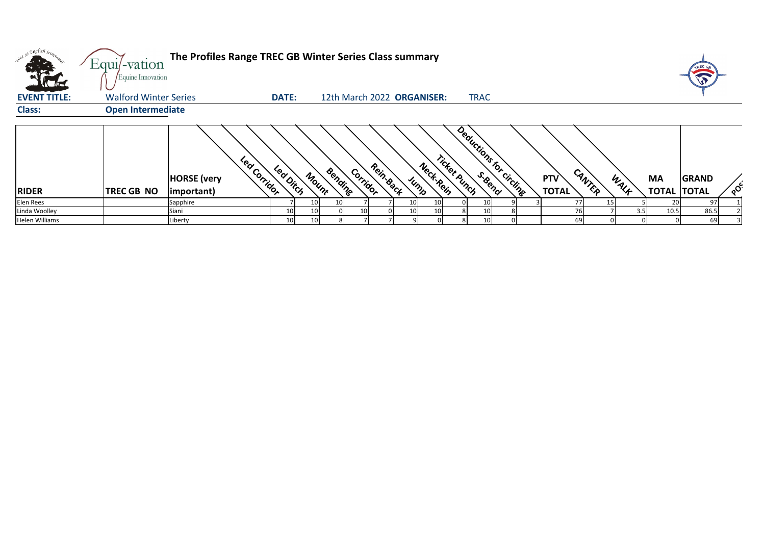# The Profiles Range TREC GB Winter Series Class summary

**EVENT TITLE:** Walford Winter Series **DATE:** 12th March 2022 **ORGANISER:** TRAC

**Class:** Open Intermediate

| RIDER | TREC GB NO | HORSE (very important) | Led Corridor | Led Ditch | Mount | Bending | Corridor | Rein-Back | Jump | Neck-Rein | Ticket Punch | S-Bend | Deductions for circling | PTV TOTAL | CANTER | WALK | MA TOTAL | GRAND TOTAL | POS |
|---|---|---|---|---|---|---|---|---|---|---|---|---|---|---|---|---|---|---|---|
| Elen Rees | | Sapphire | 7 | 10 | 10 | 7 | 7 | 10 | 10 | 0 | 10 | 9 | 3 | 77 | 15 | 5 | 20 | 97 | 1 |
| Linda Woolley | | Siani | 10 | 10 | 0 | 10 | 0 | 10 | 10 | 8 | 10 | 8 | | 76 | 7 | 3.5 | 10.5 | 86.5 | 2 |
| Helen Williams | | Liberty | 10 | 10 | 8 | 7 | 7 | 9 | 0 | 8 | 10 | 0 | | 69 | 0 | 0 | 0 | 69 | 3 |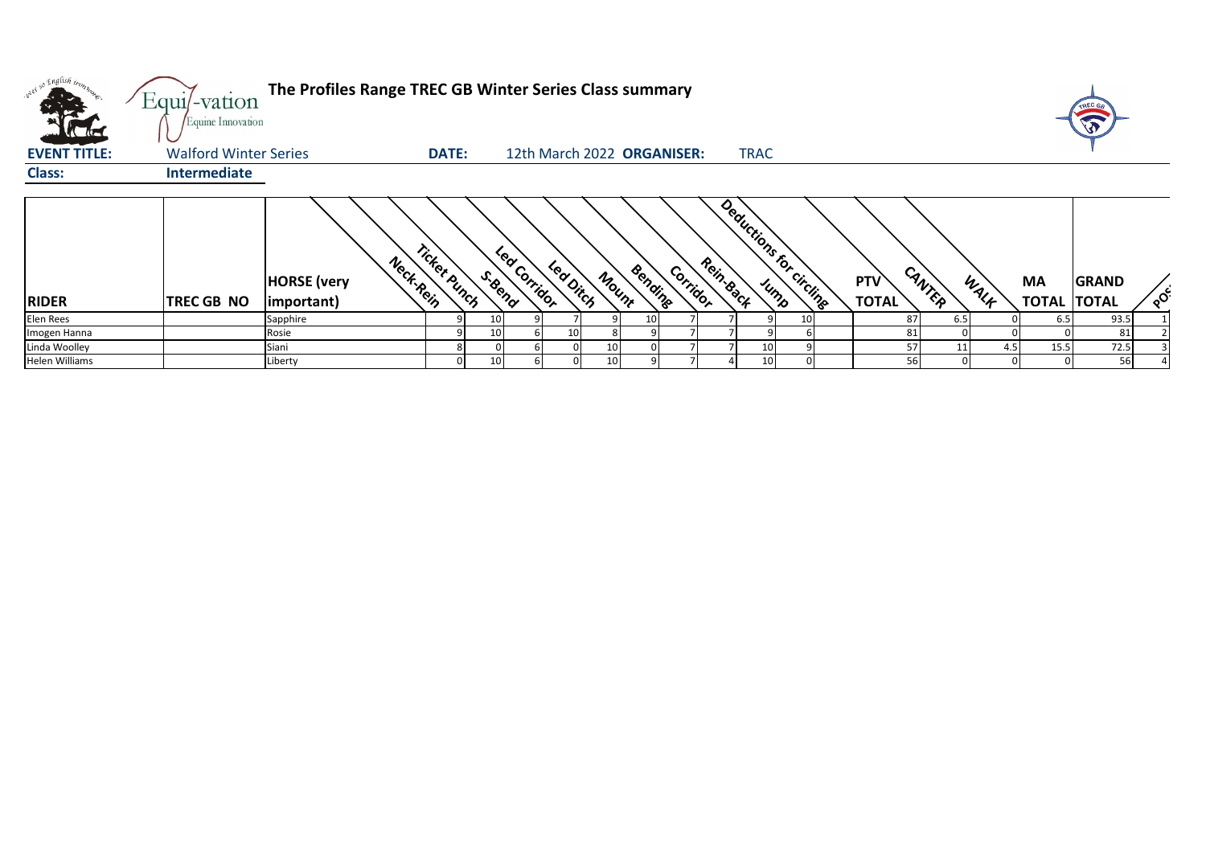# The Profiles Range TREC GB Winter Series Class summary

**EVENT TITLE:** Walford Winter Series **DATE:** 12th March 2022 **ORGANISER:** TRAC

**Class:** Intermediate

| RIDER | TREC GB NO | HORSE (very important) | Neck-Rein | Ticket Punch | S-Bend | Led Corridor | Led Ditch | Mount | Bending | Corridor | Rein-Back | Jump | Deductions for circling | PTV TOTAL | CANTER | WALK | MA TOTAL | GRAND TOTAL | POS |
|---|---|---|---|---|---|---|---|---|---|---|---|---|---|---|---|---|---|---|---|
| Elen Rees | | Sapphire | 9 | 10 | 9 | 7 | 9 | 10 | 7 | 7 | 9 | 10 | | 87 | 6.5 | 0 | 6.5 | 93.5 | 1 |
| Imogen Hanna | | Rosie | 9 | 10 | 6 | 10 | 8 | 9 | 7 | 7 | 9 | 6 | | 81 | 0 | 0 | 0 | 81 | 2 |
| Linda Woolley | | Siani | 8 | 0 | 6 | 0 | 10 | 0 | 7 | 7 | 10 | 9 | | 57 | 11 | 4.5 | 15.5 | 72.5 | 3 |
| Helen Williams | | Liberty | 0 | 10 | 6 | 0 | 10 | 9 | 7 | 4 | 10 | 0 | | 56 | 0 | 0 | 0 | 56 | 4 |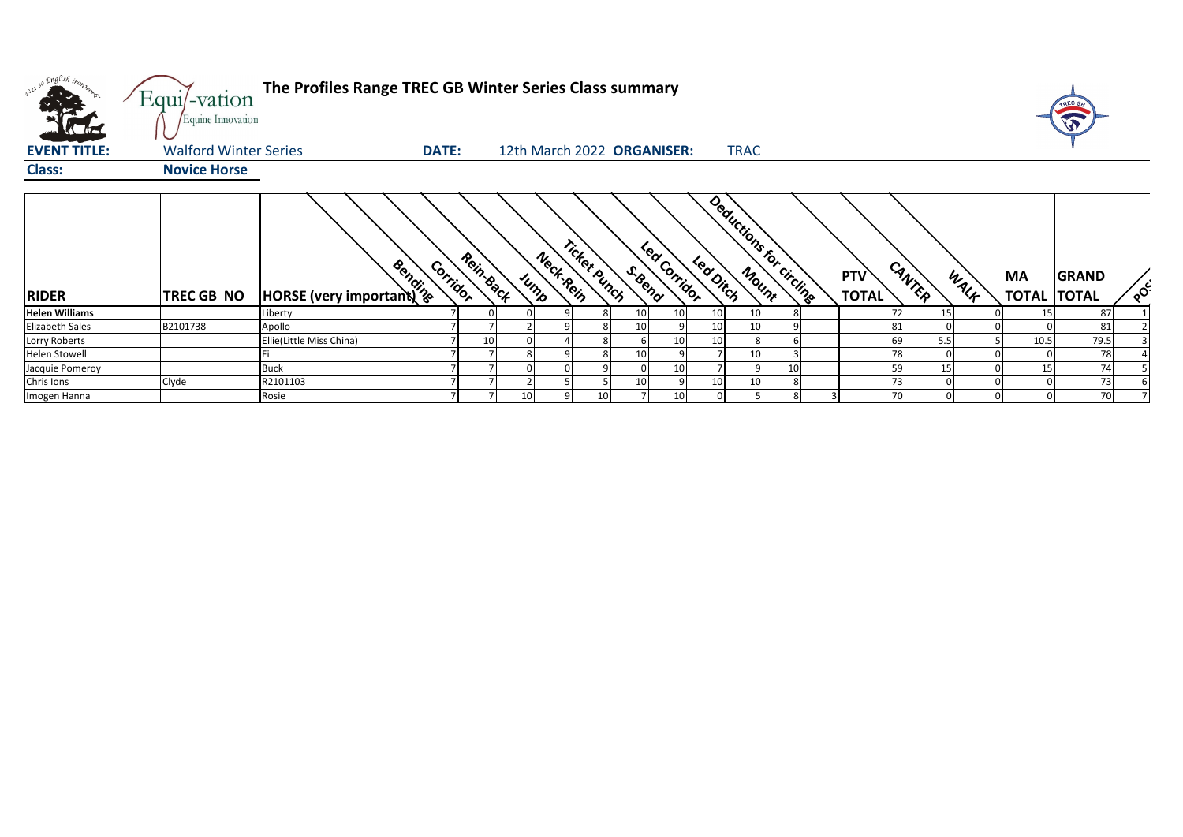# The Profiles Range TREC GB Winter Series Class summary

**EVENT TITLE:** Walford Winter Series **DATE:** 12th March 2022 **ORGANISER:** TRAC

**Class:** Novice Horse

| RIDER | TREC GB NO | HORSE (very important) | Bending | Corridor | Rein-Back | Jump | Neck-Rein | Ticket Punch | S-Bend | Led Corridor | Led Ditch | Mount | Deductions for circling | PTV TOTAL | CANTER | WALK | MA TOTAL | GRAND TOTAL | POS |
|---|---|---|---|---|---|---|---|---|---|---|---|---|---|---|---|---|---|---|---|
| Helen Williams | | Liberty | 7 | 0 | 0 | 9 | 8 | 10 | 10 | 10 | 10 | 8 | | 72 | 15 | 0 | 15 | 87 | 1 |
| Elizabeth Sales | B2101738 | Apollo | 7 | 7 | 2 | 9 | 8 | 10 | 9 | 10 | 10 | 9 | | 81 | 0 | 0 | 0 | 81 | 2 |
| Lorry Roberts | | Ellie(Little Miss China) | 7 | 10 | 0 | 4 | 8 | 6 | 10 | 10 | 8 | 6 | | 69 | 5.5 | 5 | 10.5 | 79.5 | 3 |
| Helen Stowell | | Fi | 7 | 7 | 8 | 9 | 8 | 10 | 9 | 7 | 10 | 3 | | 78 | 0 | 0 | 0 | 78 | 4 |
| Jacquie Pomeroy | | Buck | 7 | 7 | 0 | 0 | 9 | 0 | 10 | 7 | 9 | 10 | | 59 | 15 | 0 | 15 | 74 | 5 |
| Chris Ions | Clyde | R2101103 | 7 | 7 | 2 | 5 | 5 | 10 | 9 | 10 | 10 | 8 | | 73 | 0 | 0 | 0 | 73 | 6 |
| Imogen Hanna | | Rosie | 7 | 7 | 10 | 9 | 10 | 7 | 10 | 0 | 5 | 8 | 3 | 70 | 0 | 0 | 0 | 70 | 7 |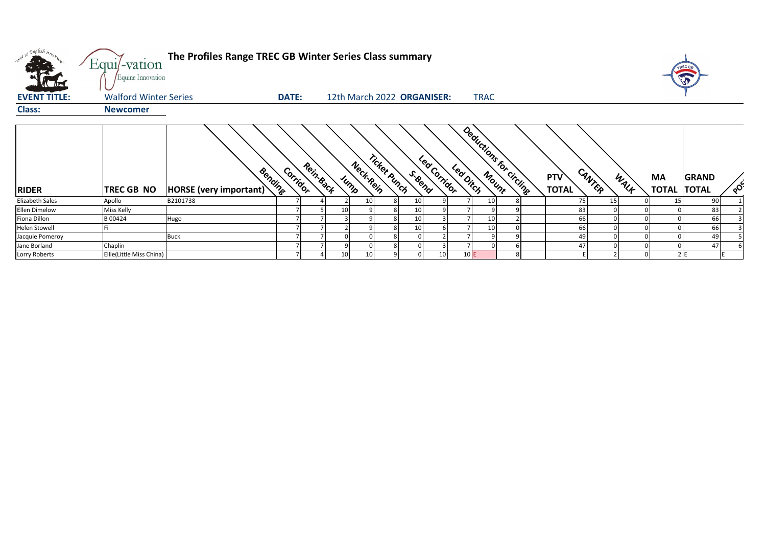**The Profiles Range TREC GB Winter Series Class summary**

**EVENT TITLE:** Walford Winter Series **DATE:** 12th March 2022 **ORGANISER:** TRAC

**Class:** **Newcomer**

| RIDER | TREC GB NO | HORSE (very important) | Bending | Corridor | Rein-Back | Jump | Neck-Rein | Ticket Punch | S-Bend | Led Corridor | Led Ditch | Mount | Deductions for circling | PTV TOTAL | CANTER | WALK | MA TOTAL | GRAND TOTAL | POS |
|---|---|---|---|---|---|---|---|---|---|---|---|---|---|---|---|---|---|---|---|
| Elizabeth Sales | Apollo | B2101738 | 7 | 4 | 2 | 10 | 8 | 10 | 9 | 7 | 10 | 8 | | 75 | 15 | 0 | 15 | 90 | 1 |
| Ellen Dimelow | Miss Kelly | | 7 | 5 | 10 | 9 | 8 | 10 | 9 | 7 | 9 | 9 | | 83 | 0 | 0 | 0 | 83 | 2 |
| Fiona Dillon | B 00424 | Hugo | 7 | 7 | 3 | 9 | 8 | 10 | 3 | 7 | 10 | 2 | | 66 | 0 | 0 | 0 | 66 | 3 |
| Helen Stowell | Fi | | 7 | 7 | 2 | 9 | 8 | 10 | 6 | 7 | 10 | 0 | | 66 | 0 | 0 | 0 | 66 | 3 |
| Jacquie Pomeroy | | Buck | 7 | 7 | 0 | 0 | 8 | 0 | 2 | 7 | 9 | 9 | | 49 | 0 | 0 | 0 | 49 | 5 |
| Jane Borland | Chaplin | | 7 | 7 | 9 | 0 | 8 | 0 | 3 | 7 | 0 | 6 | | 47 | 0 | 0 | 0 | 47 | 6 |
| Lorry Roberts | Ellie(Little Miss China) | | 7 | 4 | 10 | 10 | 9 | 0 | 10 | 10 | E | 8 | | E | 2 | 0 | 2 | E | E |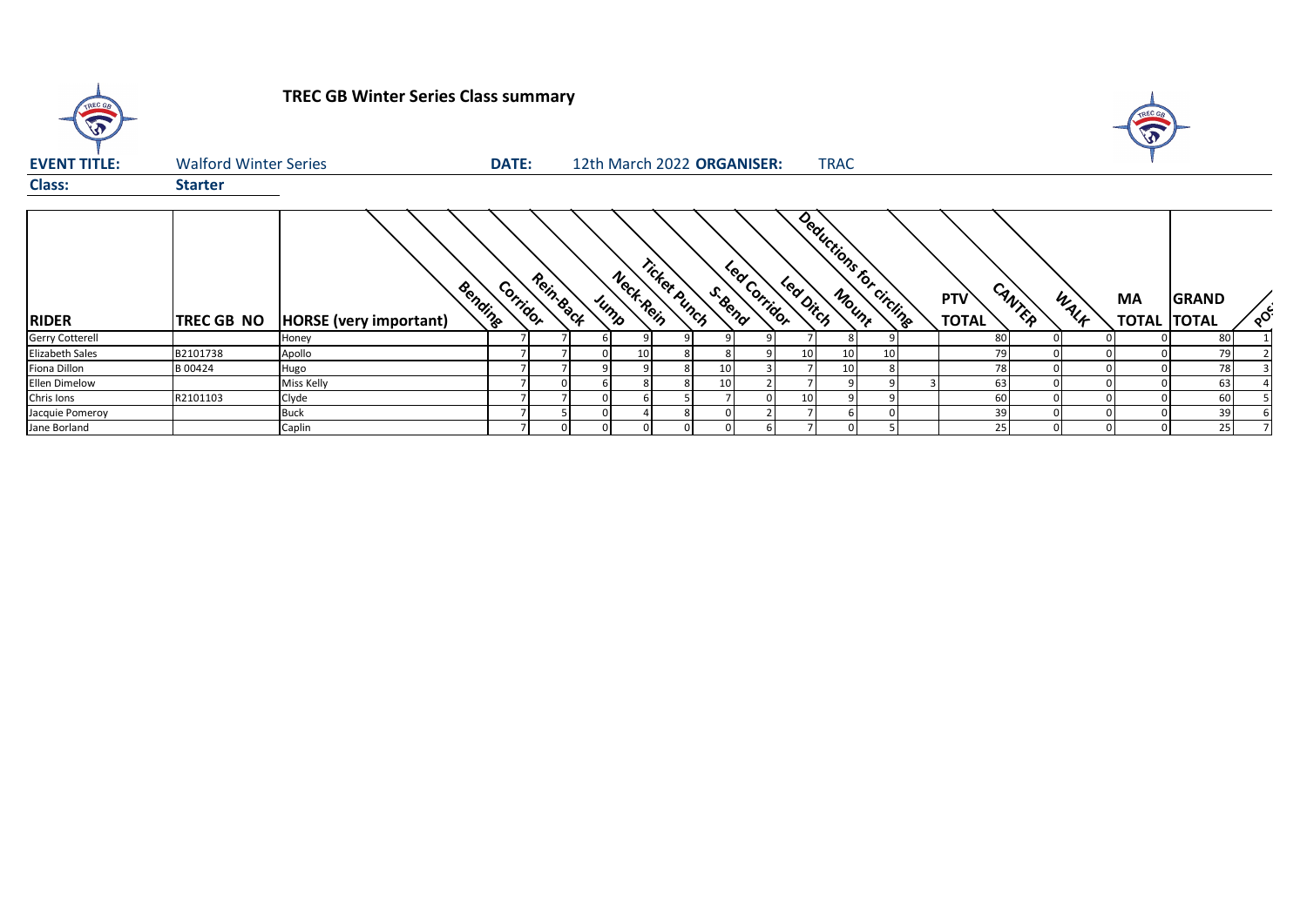# TREC GB Winter Series Class summary

**EVENT TITLE:** Walford Winter Series **DATE:** 12th March 2022 **ORGANISER:** TRAC

**Class:** Starter

| RIDER | TREC GB NO | HORSE (very important) | Bending | Corridor | Rein-Back | Jump | Neck-Rein | Ticket Punch | S-Bend | Led Corridor | Led Ditch | Mount | Deductions for circling | PTV TOTAL | CANTER | WALK | MA TOTAL | GRAND TOTAL | POS |
|---|---|---|---|---|---|---|---|---|---|---|---|---|---|---|---|---|---|---|---|
| Gerry Cotterell | | Honey | 7 | 7 | 6 | 9 | 9 | 9 | 9 | 7 | 8 | 9 | | 80 | 0 | 0 | 0 | 80 | 1 |
| Elizabeth Sales | B2101738 | Apollo | 7 | 7 | 0 | 10 | 8 | 8 | 9 | 10 | 10 | 10 | | 79 | 0 | 0 | 0 | 79 | 2 |
| Fiona Dillon | B 00424 | Hugo | 7 | 7 | 9 | 9 | 8 | 10 | 3 | 7 | 10 | 8 | | 78 | 0 | 0 | 0 | 78 | 3 |
| Ellen Dimelow | | Miss Kelly | 7 | 0 | 6 | 8 | 8 | 10 | 2 | 7 | 9 | 9 | 3 | 63 | 0 | 0 | 0 | 63 | 4 |
| Chris Ions | R2101103 | Clyde | 7 | 7 | 0 | 6 | 5 | 7 | 0 | 10 | 9 | 9 | | 60 | 0 | 0 | 0 | 60 | 5 |
| Jacquie Pomeroy | | Buck | 7 | 5 | 0 | 4 | 8 | 0 | 2 | 7 | 6 | 0 | | 39 | 0 | 0 | 0 | 39 | 6 |
| Jane Borland | | Caplin | 7 | 0 | 0 | 0 | 0 | 0 | 6 | 7 | 0 | 5 | | 25 | 0 | 0 | 0 | 25 | 7 |